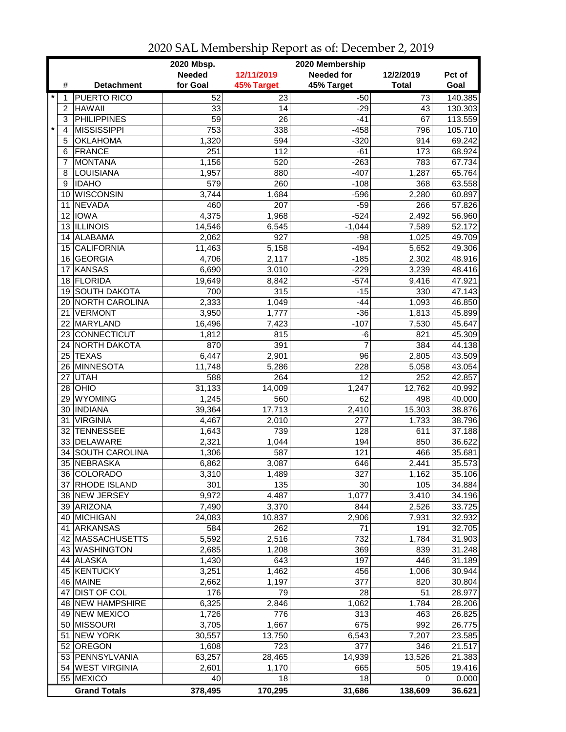# 2020 SAL Membership Report as of: December 2, 2019

| | # | Detachment | 2020 Mbsp. Needed for Goal | 12/11/2019 45% Target | 2020 Membership Needed for 45% Target | 12/2/2019 Total | Pct of Goal |
|---|---|---|---|---|---|---|---|
| * | 1 | PUERTO RICO | 52 | 23 | -50 | 73 | 140.385 |
| | 2 | HAWAII | 33 | 14 | -29 | 43 | 130.303 |
| | 3 | PHILIPPINES | 59 | 26 | -41 | 67 | 113.559 |
| * | 4 | MISSISSIPPI | 753 | 338 | -458 | 796 | 105.710 |
| | 5 | OKLAHOMA | 1,320 | 594 | -320 | 914 | 69.242 |
| | 6 | FRANCE | 251 | 112 | -61 | 173 | 68.924 |
| | 7 | MONTANA | 1,156 | 520 | -263 | 783 | 67.734 |
| | 8 | LOUISIANA | 1,957 | 880 | -407 | 1,287 | 65.764 |
| | 9 | IDAHO | 579 | 260 | -108 | 368 | 63.558 |
| | 10 | WISCONSIN | 3,744 | 1,684 | -596 | 2,280 | 60.897 |
| | 11 | NEVADA | 460 | 207 | -59 | 266 | 57.826 |
| | 12 | IOWA | 4,375 | 1,968 | -524 | 2,492 | 56.960 |
| | 13 | ILLINOIS | 14,546 | 6,545 | -1,044 | 7,589 | 52.172 |
| | 14 | ALABAMA | 2,062 | 927 | -98 | 1,025 | 49.709 |
| | 15 | CALIFORNIA | 11,463 | 5,158 | -494 | 5,652 | 49.306 |
| | 16 | GEORGIA | 4,706 | 2,117 | -185 | 2,302 | 48.916 |
| | 17 | KANSAS | 6,690 | 3,010 | -229 | 3,239 | 48.416 |
| | 18 | FLORIDA | 19,649 | 8,842 | -574 | 9,416 | 47.921 |
| | 19 | SOUTH DAKOTA | 700 | 315 | -15 | 330 | 47.143 |
| | 20 | NORTH CAROLINA | 2,333 | 1,049 | -44 | 1,093 | 46.850 |
| | 21 | VERMONT | 3,950 | 1,777 | -36 | 1,813 | 45.899 |
| | 22 | MARYLAND | 16,496 | 7,423 | -107 | 7,530 | 45.647 |
| | 23 | CONNECTICUT | 1,812 | 815 | -6 | 821 | 45.309 |
| | 24 | NORTH DAKOTA | 870 | 391 | 7 | 384 | 44.138 |
| | 25 | TEXAS | 6,447 | 2,901 | 96 | 2,805 | 43.509 |
| | 26 | MINNESOTA | 11,748 | 5,286 | 228 | 5,058 | 43.054 |
| | 27 | UTAH | 588 | 264 | 12 | 252 | 42.857 |
| | 28 | OHIO | 31,133 | 14,009 | 1,247 | 12,762 | 40.992 |
| | 29 | WYOMING | 1,245 | 560 | 62 | 498 | 40.000 |
| | 30 | INDIANA | 39,364 | 17,713 | 2,410 | 15,303 | 38.876 |
| | 31 | VIRGINIA | 4,467 | 2,010 | 277 | 1,733 | 38.796 |
| | 32 | TENNESSEE | 1,643 | 739 | 128 | 611 | 37.188 |
| | 33 | DELAWARE | 2,321 | 1,044 | 194 | 850 | 36.622 |
| | 34 | SOUTH CAROLINA | 1,306 | 587 | 121 | 466 | 35.681 |
| | 35 | NEBRASKA | 6,862 | 3,087 | 646 | 2,441 | 35.573 |
| | 36 | COLORADO | 3,310 | 1,489 | 327 | 1,162 | 35.106 |
| | 37 | RHODE ISLAND | 301 | 135 | 30 | 105 | 34.884 |
| | 38 | NEW JERSEY | 9,972 | 4,487 | 1,077 | 3,410 | 34.196 |
| | 39 | ARIZONA | 7,490 | 3,370 | 844 | 2,526 | 33.725 |
| | 40 | MICHIGAN | 24,083 | 10,837 | 2,906 | 7,931 | 32.932 |
| | 41 | ARKANSAS | 584 | 262 | 71 | 191 | 32.705 |
| | 42 | MASSACHUSETTS | 5,592 | 2,516 | 732 | 1,784 | 31.903 |
| | 43 | WASHINGTON | 2,685 | 1,208 | 369 | 839 | 31.248 |
| | 44 | ALASKA | 1,430 | 643 | 197 | 446 | 31.189 |
| | 45 | KENTUCKY | 3,251 | 1,462 | 456 | 1,006 | 30.944 |
| | 46 | MAINE | 2,662 | 1,197 | 377 | 820 | 30.804 |
| | 47 | DIST OF COL | 176 | 79 | 28 | 51 | 28.977 |
| | 48 | NEW HAMPSHIRE | 6,325 | 2,846 | 1,062 | 1,784 | 28.206 |
| | 49 | NEW MEXICO | 1,726 | 776 | 313 | 463 | 26.825 |
| | 50 | MISSOURI | 3,705 | 1,667 | 675 | 992 | 26.775 |
| | 51 | NEW YORK | 30,557 | 13,750 | 6,543 | 7,207 | 23.585 |
| | 52 | OREGON | 1,608 | 723 | 377 | 346 | 21.517 |
| | 53 | PENNSYLVANIA | 63,257 | 28,465 | 14,939 | 13,526 | 21.383 |
| | 54 | WEST VIRGINIA | 2,601 | 1,170 | 665 | 505 | 19.416 |
| | 55 | MEXICO | 40 | 18 | 18 | 0 | 0.000 |
| | | **Grand Totals** | **378,495** | **170,295** | **31,686** | **138,609** | **36.621** |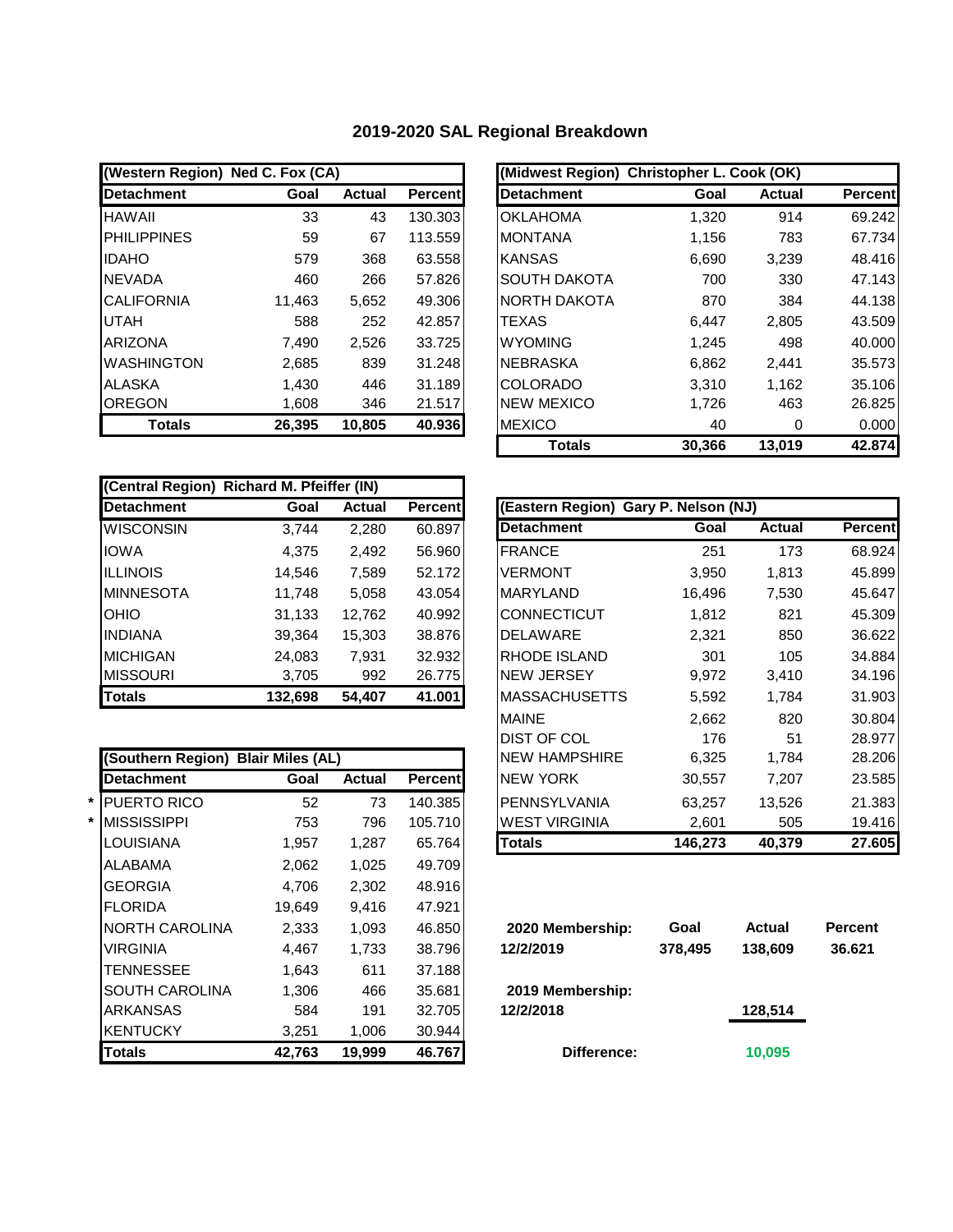## 2019-2020 SAL Regional Breakdown

| (Western Region) Ned C. Fox (CA) | | | |
|---|---|---|---|
| Detachment | Goal | Actual | Percent |
| HAWAII | 33 | 43 | 130.303 |
| PHILIPPINES | 59 | 67 | 113.559 |
| IDAHO | 579 | 368 | 63.558 |
| NEVADA | 460 | 266 | 57.826 |
| CALIFORNIA | 11,463 | 5,652 | 49.306 |
| UTAH | 588 | 252 | 42.857 |
| ARIZONA | 7,490 | 2,526 | 33.725 |
| WASHINGTON | 2,685 | 839 | 31.248 |
| ALASKA | 1,430 | 446 | 31.189 |
| OREGON | 1,608 | 346 | 21.517 |
| **Totals** | **26,395** | **10,805** | **40.936** |

| (Midwest Region) Christopher L. Cook (OK) | | | |
|---|---|---|---|
| Detachment | Goal | Actual | Percent |
| OKLAHOMA | 1,320 | 914 | 69.242 |
| MONTANA | 1,156 | 783 | 67.734 |
| KANSAS | 6,690 | 3,239 | 48.416 |
| SOUTH DAKOTA | 700 | 330 | 47.143 |
| NORTH DAKOTA | 870 | 384 | 44.138 |
| TEXAS | 6,447 | 2,805 | 43.509 |
| WYOMING | 1,245 | 498 | 40.000 |
| NEBRASKA | 6,862 | 2,441 | 35.573 |
| COLORADO | 3,310 | 1,162 | 35.106 |
| NEW MEXICO | 1,726 | 463 | 26.825 |
| MEXICO | 40 | 0 | 0.000 |
| **Totals** | **30,366** | **13,019** | **42.874** |

| (Central Region) Richard M. Pfeiffer (IN) | | | |
|---|---|---|---|
| Detachment | Goal | Actual | Percent |
| WISCONSIN | 3,744 | 2,280 | 60.897 |
| IOWA | 4,375 | 2,492 | 56.960 |
| ILLINOIS | 14,546 | 7,589 | 52.172 |
| MINNESOTA | 11,748 | 5,058 | 43.054 |
| OHIO | 31,133 | 12,762 | 40.992 |
| INDIANA | 39,364 | 15,303 | 38.876 |
| MICHIGAN | 24,083 | 7,931 | 32.932 |
| MISSOURI | 3,705 | 992 | 26.775 |
| **Totals** | **132,698** | **54,407** | **41.001** |

| (Eastern Region) Gary P. Nelson (NJ) | | | |
|---|---|---|---|
| Detachment | Goal | Actual | Percent |
| FRANCE | 251 | 173 | 68.924 |
| VERMONT | 3,950 | 1,813 | 45.899 |
| MARYLAND | 16,496 | 7,530 | 45.647 |
| CONNECTICUT | 1,812 | 821 | 45.309 |
| DELAWARE | 2,321 | 850 | 36.622 |
| RHODE ISLAND | 301 | 105 | 34.884 |
| NEW JERSEY | 9,972 | 3,410 | 34.196 |
| MASSACHUSETTS | 5,592 | 1,784 | 31.903 |
| MAINE | 2,662 | 820 | 30.804 |
| DIST OF COL | 176 | 51 | 28.977 |
| NEW HAMPSHIRE | 6,325 | 1,784 | 28.206 |
| NEW YORK | 30,557 | 7,207 | 23.585 |
| PENNSYLVANIA | 63,257 | 13,526 | 21.383 |
| WEST VIRGINIA | 2,601 | 505 | 19.416 |
| **Totals** | **146,273** | **40,379** | **27.605** |

| (Southern Region) Blair Miles (AL) | | | |
|---|---|---|---|
| Detachment | Goal | Actual | Percent |
| * PUERTO RICO | 52 | 73 | 140.385 |
| * MISSISSIPPI | 753 | 796 | 105.710 |
| LOUISIANA | 1,957 | 1,287 | 65.764 |
| ALABAMA | 2,062 | 1,025 | 49.709 |
| GEORGIA | 4,706 | 2,302 | 48.916 |
| FLORIDA | 19,649 | 9,416 | 47.921 |
| NORTH CAROLINA | 2,333 | 1,093 | 46.850 |
| VIRGINIA | 4,467 | 1,733 | 38.796 |
| TENNESSEE | 1,643 | 611 | 37.188 |
| SOUTH CAROLINA | 1,306 | 466 | 35.681 |
| ARKANSAS | 584 | 191 | 32.705 |
| KENTUCKY | 3,251 | 1,006 | 30.944 |
| **Totals** | **42,763** | **19,999** | **46.767** |

| | Goal | Actual | Percent |
|---|---|---|---|
| **2020 Membership:** 12/2/2019 | **378,495** | **138,609** | **36.621** |
| **2019 Membership:** 12/2/2018 | | **128,514** | |
| **Difference:** | | **10,095** | |